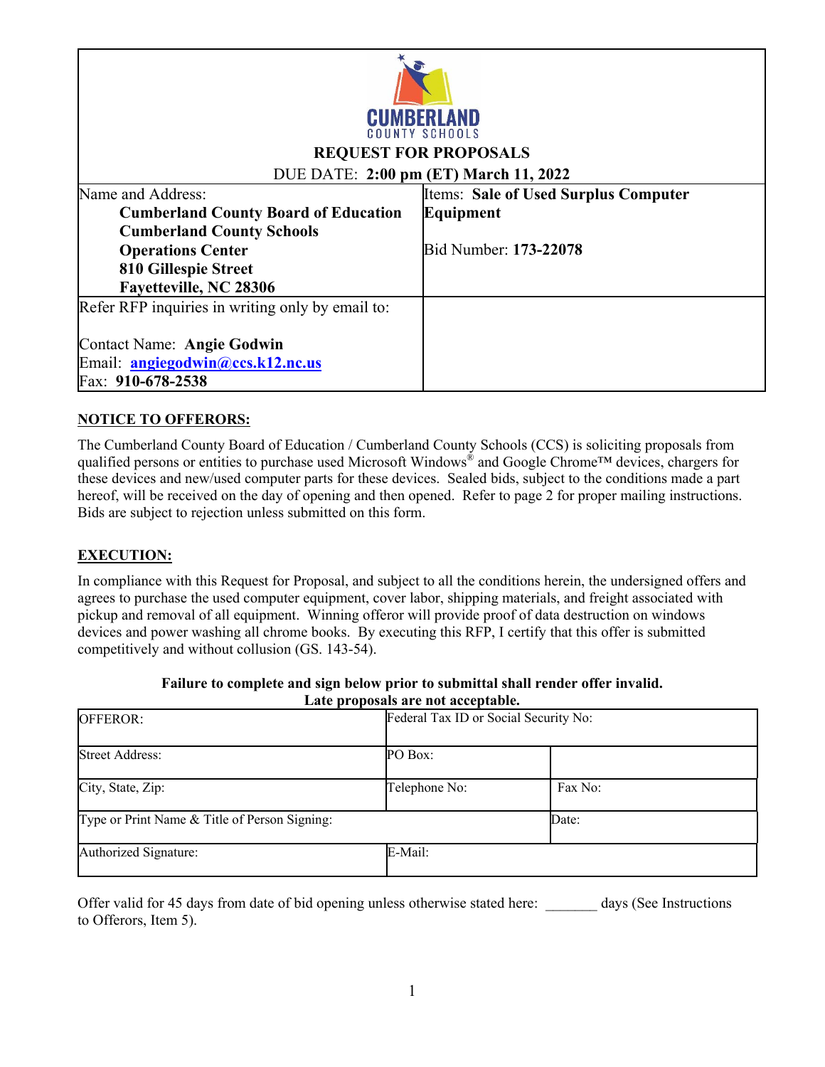**CUMBERLAND**
COUNTY SCHOOLS

# REQUEST FOR PROPOSALS

DUE DATE: **2:00 pm (ET) March 11, 2022**

| Name and Address: | Items: **Sale of Used Surplus Computer Equipment** |
|---|---|
| **Cumberland County Board of Education**<br>**Cumberland County Schools**<br>**Operations Center**<br>**810 Gillespie Street**<br>**Fayetteville, NC 28306** | Bid Number: **173-22078** |
| Refer RFP inquiries in writing only by email to:<br><br>Contact Name: **Angie Godwin**<br>Email: **angiegodwin@ccs.k12.nc.us**<br>Fax: **910-678-2538** | |

## NOTICE TO OFFERORS:

The Cumberland County Board of Education / Cumberland County Schools (CCS) is soliciting proposals from qualified persons or entities to purchase used Microsoft Windows® and Google Chrome™ devices, chargers for these devices and new/used computer parts for these devices. Sealed bids, subject to the conditions made a part hereof, will be received on the day of opening and then opened. Refer to page 2 for proper mailing instructions. Bids are subject to rejection unless submitted on this form.

## EXECUTION:

In compliance with this Request for Proposal, and subject to all the conditions herein, the undersigned offers and agrees to purchase the used computer equipment, cover labor, shipping materials, and freight associated with pickup and removal of all equipment. Winning offeror will provide proof of data destruction on windows devices and power washing all chrome books. By executing this RFP, I certify that this offer is submitted competitively and without collusion (GS. 143-54).

**Failure to complete and sign below prior to submittal shall render offer invalid. Late proposals are not acceptable.**

| OFFEROR: | Federal Tax ID or Social Security No: | |
|---|---|---|
| Street Address: | PO Box: | |
| City, State, Zip: | Telephone No: | Fax No: |
| Type or Print Name & Title of Person Signing: | | Date: |
| Authorized Signature: | E-Mail: | |

Offer valid for 45 days from date of bid opening unless otherwise stated here: _______ days (See Instructions to Offerors, Item 5).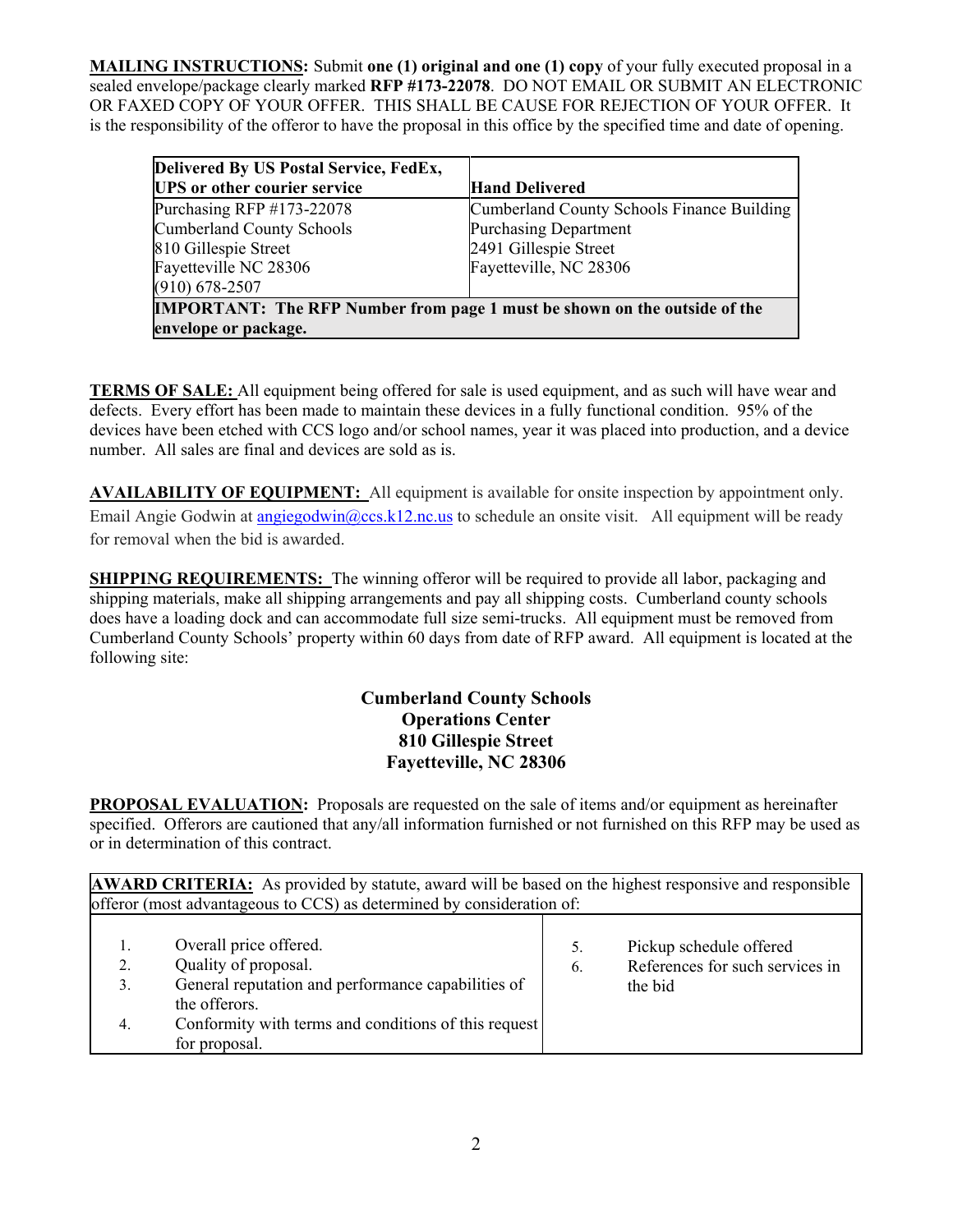**MAILING INSTRUCTIONS:** Submit **one (1) original and one (1) copy** of your fully executed proposal in a sealed envelope/package clearly marked **RFP #173-22078**. DO NOT EMAIL OR SUBMIT AN ELECTRONIC OR FAXED COPY OF YOUR OFFER. THIS SHALL BE CAUSE FOR REJECTION OF YOUR OFFER. It is the responsibility of the offeror to have the proposal in this office by the specified time and date of opening.

| **Delivered By US Postal Service, FedEx, UPS or other courier service** | **Hand Delivered** |
|---|---|
| Purchasing RFP #173-22078<br>Cumberland County Schools<br>810 Gillespie Street<br>Fayetteville NC 28306<br>(910) 678-2507 | Cumberland County Schools Finance Building<br>Purchasing Department<br>2491 Gillespie Street<br>Fayetteville, NC 28306 |
| **IMPORTANT: The RFP Number from page 1 must be shown on the outside of the envelope or package.** | |

**TERMS OF SALE:** All equipment being offered for sale is used equipment, and as such will have wear and defects. Every effort has been made to maintain these devices in a fully functional condition. 95% of the devices have been etched with CCS logo and/or school names, year it was placed into production, and a device number. All sales are final and devices are sold as is.

**AVAILABILITY OF EQUIPMENT:** All equipment is available for onsite inspection by appointment only. Email Angie Godwin at angiegodwin@ccs.k12.nc.us to schedule an onsite visit. All equipment will be ready for removal when the bid is awarded.

**SHIPPING REQUIREMENTS:** The winning offeror will be required to provide all labor, packaging and shipping materials, make all shipping arrangements and pay all shipping costs. Cumberland county schools does have a loading dock and can accommodate full size semi-trucks. All equipment must be removed from Cumberland County Schools' property within 60 days from date of RFP award. All equipment is located at the following site:

**Cumberland County Schools**
**Operations Center**
**810 Gillespie Street**
**Fayetteville, NC 28306**

**PROPOSAL EVALUATION:** Proposals are requested on the sale of items and/or equipment as hereinafter specified. Offerors are cautioned that any/all information furnished or not furnished on this RFP may be used as or in determination of this contract.

**AWARD CRITERIA:** As provided by statute, award will be based on the highest responsive and responsible offeror (most advantageous to CCS) as determined by consideration of:

1. Overall price offered.
2. Quality of proposal.
3. General reputation and performance capabilities of the offerors.
4. Conformity with terms and conditions of this request for proposal.
5. Pickup schedule offered
6. References for such services in the bid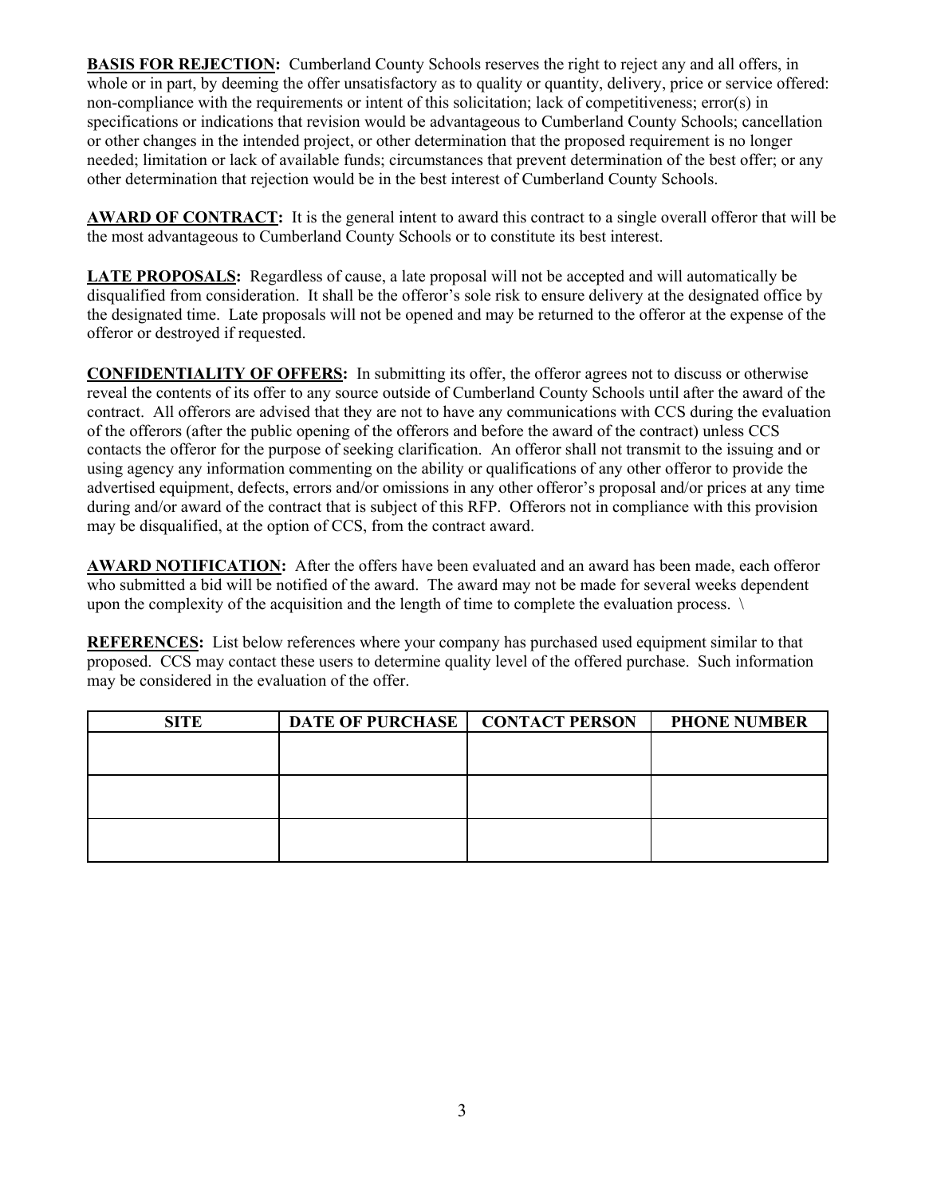**BASIS FOR REJECTION:** Cumberland County Schools reserves the right to reject any and all offers, in whole or in part, by deeming the offer unsatisfactory as to quality or quantity, delivery, price or service offered: non-compliance with the requirements or intent of this solicitation; lack of competitiveness; error(s) in specifications or indications that revision would be advantageous to Cumberland County Schools; cancellation or other changes in the intended project, or other determination that the proposed requirement is no longer needed; limitation or lack of available funds; circumstances that prevent determination of the best offer; or any other determination that rejection would be in the best interest of Cumberland County Schools.

**AWARD OF CONTRACT:** It is the general intent to award this contract to a single overall offeror that will be the most advantageous to Cumberland County Schools or to constitute its best interest.

**LATE PROPOSALS:** Regardless of cause, a late proposal will not be accepted and will automatically be disqualified from consideration. It shall be the offeror's sole risk to ensure delivery at the designated office by the designated time. Late proposals will not be opened and may be returned to the offeror at the expense of the offeror or destroyed if requested.

**CONFIDENTIALITY OF OFFERS:** In submitting its offer, the offeror agrees not to discuss or otherwise reveal the contents of its offer to any source outside of Cumberland County Schools until after the award of the contract. All offerors are advised that they are not to have any communications with CCS during the evaluation of the offerors (after the public opening of the offerors and before the award of the contract) unless CCS contacts the offeror for the purpose of seeking clarification. An offeror shall not transmit to the issuing and or using agency any information commenting on the ability or qualifications of any other offeror to provide the advertised equipment, defects, errors and/or omissions in any other offeror's proposal and/or prices at any time during and/or award of the contract that is subject of this RFP. Offerors not in compliance with this provision may be disqualified, at the option of CCS, from the contract award.

**AWARD NOTIFICATION:** After the offers have been evaluated and an award has been made, each offeror who submitted a bid will be notified of the award. The award may not be made for several weeks dependent upon the complexity of the acquisition and the length of time to complete the evaluation process. \

**REFERENCES:** List below references where your company has purchased used equipment similar to that proposed. CCS may contact these users to determine quality level of the offered purchase. Such information may be considered in the evaluation of the offer.

| SITE | DATE OF PURCHASE | CONTACT PERSON | PHONE NUMBER |
|---|---|---|---|
| | | | |
| | | | |
| | | | |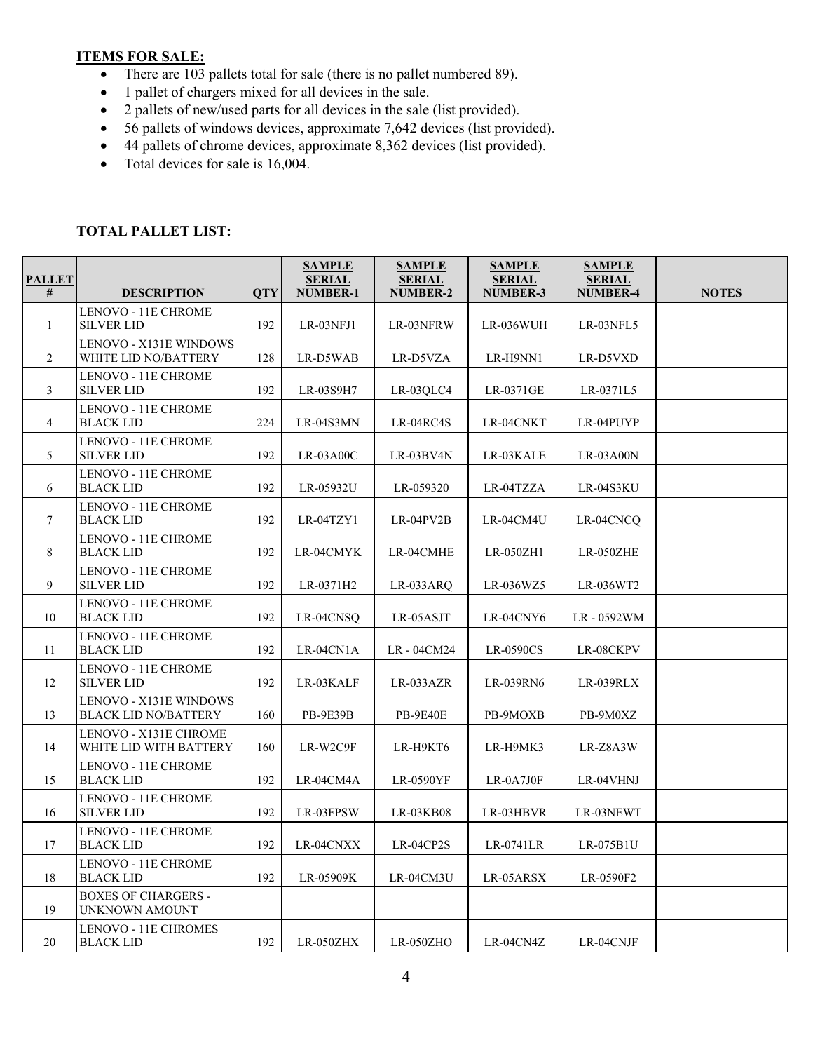**ITEMS FOR SALE:**

- There are 103 pallets total for sale (there is no pallet numbered 89).
- 1 pallet of chargers mixed for all devices in the sale.
- 2 pallets of new/used parts for all devices in the sale (list provided).
- 56 pallets of windows devices, approximate 7,642 devices (list provided).
- 44 pallets of chrome devices, approximate 8,362 devices (list provided).
- Total devices for sale is 16,004.

**TOTAL PALLET LIST:**

| PALLET # | DESCRIPTION | QTY | SAMPLE SERIAL NUMBER-1 | SAMPLE SERIAL NUMBER-2 | SAMPLE SERIAL NUMBER-3 | SAMPLE SERIAL NUMBER-4 | NOTES |
|---|---|---|---|---|---|---|---|
| 1 | LENOVO - 11E CHROME SILVER LID | 192 | LR-03NFJ1 | LR-03NFRW | LR-036WUH | LR-03NFL5 | |
| 2 | LENOVO - X131E WINDOWS WHITE LID NO/BATTERY | 128 | LR-D5WAB | LR-D5VZA | LR-H9NN1 | LR-D5VXD | |
| 3 | LENOVO - 11E CHROME SILVER LID | 192 | LR-03S9H7 | LR-03QLC4 | LR-0371GE | LR-0371L5 | |
| 4 | LENOVO - 11E CHROME BLACK LID | 224 | LR-04S3MN | LR-04RC4S | LR-04CNKT | LR-04PUYP | |
| 5 | LENOVO - 11E CHROME SILVER LID | 192 | LR-03A00C | LR-03BV4N | LR-03KALE | LR-03A00N | |
| 6 | LENOVO - 11E CHROME BLACK LID | 192 | LR-05932U | LR-059320 | LR-04TZZA | LR-04S3KU | |
| 7 | LENOVO - 11E CHROME BLACK LID | 192 | LR-04TZY1 | LR-04PV2B | LR-04CM4U | LR-04CNCQ | |
| 8 | LENOVO - 11E CHROME BLACK LID | 192 | LR-04CMYK | LR-04CMHE | LR-050ZH1 | LR-050ZHE | |
| 9 | LENOVO - 11E CHROME SILVER LID | 192 | LR-0371H2 | LR-033ARQ | LR-036WZ5 | LR-036WT2 | |
| 10 | LENOVO - 11E CHROME BLACK LID | 192 | LR-04CNSQ | LR-05ASJT | LR-04CNY6 | LR - 0592WM | |
| 11 | LENOVO - 11E CHROME BLACK LID | 192 | LR-04CN1A | LR - 04CM24 | LR-0590CS | LR-08CKPV | |
| 12 | LENOVO - 11E CHROME SILVER LID | 192 | LR-03KALF | LR-033AZR | LR-039RN6 | LR-039RLX | |
| 13 | LENOVO - X131E WINDOWS BLACK LID NO/BATTERY | 160 | PB-9E39B | PB-9E40E | PB-9MOXB | PB-9M0XZ | |
| 14 | LENOVO - X131E CHROME WHITE LID WITH BATTERY | 160 | LR-W2C9F | LR-H9KT6 | LR-H9MK3 | LR-Z8A3W | |
| 15 | LENOVO - 11E CHROME BLACK LID | 192 | LR-04CM4A | LR-0590YF | LR-0A7J0F | LR-04VHNJ | |
| 16 | LENOVO - 11E CHROME SILVER LID | 192 | LR-03FPSW | LR-03KB08 | LR-03HBVR | LR-03NEWT | |
| 17 | LENOVO - 11E CHROME BLACK LID | 192 | LR-04CNXX | LR-04CP2S | LR-0741LR | LR-075B1U | |
| 18 | LENOVO - 11E CHROME BLACK LID | 192 | LR-05909K | LR-04CM3U | LR-05ARSX | LR-0590F2 | |
| 19 | BOXES OF CHARGERS - UNKNOWN AMOUNT | | | | | | |
| 20 | LENOVO - 11E CHROMES BLACK LID | 192 | LR-050ZHX | LR-050ZHO | LR-04CN4Z | LR-04CNJF | |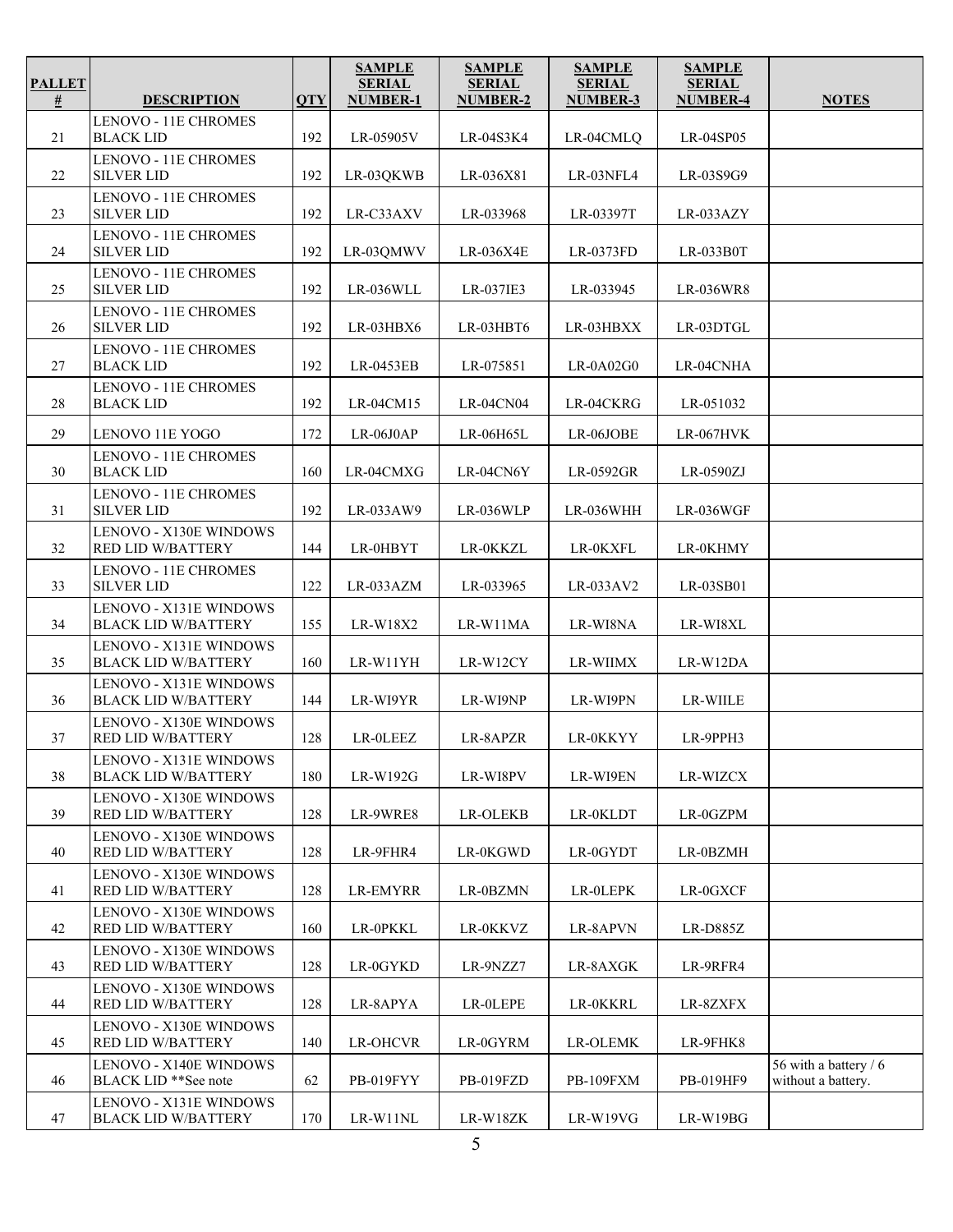| PALLET # | DESCRIPTION | QTY | SAMPLE SERIAL NUMBER-1 | SAMPLE SERIAL NUMBER-2 | SAMPLE SERIAL NUMBER-3 | SAMPLE SERIAL NUMBER-4 | NOTES |
|---|---|---|---|---|---|---|---|
| 21 | LENOVO - 11E CHROMES BLACK LID | 192 | LR-05905V | LR-04S3K4 | LR-04CMLQ | LR-04SP05 | |
| 22 | LENOVO - 11E CHROMES SILVER LID | 192 | LR-03QKWB | LR-036X81 | LR-03NFL4 | LR-03S9G9 | |
| 23 | LENOVO - 11E CHROMES SILVER LID | 192 | LR-C33AXV | LR-033968 | LR-03397T | LR-033AZY | |
| 24 | LENOVO - 11E CHROMES SILVER LID | 192 | LR-03QMWV | LR-036X4E | LR-0373FD | LR-033B0T | |
| 25 | LENOVO - 11E CHROMES SILVER LID | 192 | LR-036WLL | LR-037IE3 | LR-033945 | LR-036WR8 | |
| 26 | LENOVO - 11E CHROMES SILVER LID | 192 | LR-03HBX6 | LR-03HBT6 | LR-03HBXX | LR-03DTGL | |
| 27 | LENOVO - 11E CHROMES BLACK LID | 192 | LR-0453EB | LR-075851 | LR-0A02G0 | LR-04CNHA | |
| 28 | LENOVO - 11E CHROMES BLACK LID | 192 | LR-04CM15 | LR-04CN04 | LR-04CKRG | LR-051032 | |
| 29 | LENOVO 11E YOGO | 172 | LR-06J0AP | LR-06H65L | LR-06JOBE | LR-067HVK | |
| 30 | LENOVO - 11E CHROMES BLACK LID | 160 | LR-04CMXG | LR-04CN6Y | LR-0592GR | LR-0590ZJ | |
| 31 | LENOVO - 11E CHROMES SILVER LID | 192 | LR-033AW9 | LR-036WLP | LR-036WHH | LR-036WGF | |
| 32 | LENOVO - X130E WINDOWS RED LID W/BATTERY | 144 | LR-0HBYT | LR-0KKZL | LR-0KXFL | LR-0KHMY | |
| 33 | LENOVO - 11E CHROMES SILVER LID | 122 | LR-033AZM | LR-033965 | LR-033AV2 | LR-03SB01 | |
| 34 | LENOVO - X131E WINDOWS BLACK LID W/BATTERY | 155 | LR-W18X2 | LR-W11MA | LR-WI8NA | LR-WI8XL | |
| 35 | LENOVO - X131E WINDOWS BLACK LID W/BATTERY | 160 | LR-W11YH | LR-W12CY | LR-WIIMX | LR-W12DA | |
| 36 | LENOVO - X131E WINDOWS BLACK LID W/BATTERY | 144 | LR-WI9YR | LR-WI9NP | LR-WI9PN | LR-WIILE | |
| 37 | LENOVO - X130E WINDOWS RED LID W/BATTERY | 128 | LR-0LEEZ | LR-8APZR | LR-0KKYY | LR-9PPH3 | |
| 38 | LENOVO - X131E WINDOWS BLACK LID W/BATTERY | 180 | LR-W192G | LR-WI8PV | LR-WI9EN | LR-WIZCX | |
| 39 | LENOVO - X130E WINDOWS RED LID W/BATTERY | 128 | LR-9WRE8 | LR-OLEKB | LR-0KLDT | LR-0GZPM | |
| 40 | LENOVO - X130E WINDOWS RED LID W/BATTERY | 128 | LR-9FHR4 | LR-0KGWD | LR-0GYDT | LR-0BZMH | |
| 41 | LENOVO - X130E WINDOWS RED LID W/BATTERY | 128 | LR-EMYRR | LR-0BZMN | LR-0LEPK | LR-0GXCF | |
| 42 | LENOVO - X130E WINDOWS RED LID W/BATTERY | 160 | LR-0PKKL | LR-0KKVZ | LR-8APVN | LR-D885Z | |
| 43 | LENOVO - X130E WINDOWS RED LID W/BATTERY | 128 | LR-0GYKD | LR-9NZZ7 | LR-8AXGK | LR-9RFR4 | |
| 44 | LENOVO - X130E WINDOWS RED LID W/BATTERY | 128 | LR-8APYA | LR-0LEPE | LR-0KKRL | LR-8ZXFX | |
| 45 | LENOVO - X130E WINDOWS RED LID W/BATTERY | 140 | LR-OHCVR | LR-0GYRM | LR-OLEMK | LR-9FHK8 | |
| 46 | LENOVO - X140E WINDOWS BLACK LID **See note | 62 | PB-019FYY | PB-019FZD | PB-109FXM | PB-019HF9 | 56 with a battery / 6 without a battery. |
| 47 | LENOVO - X131E WINDOWS BLACK LID W/BATTERY | 170 | LR-W11NL | LR-W18ZK | LR-W19VG | LR-W19BG | |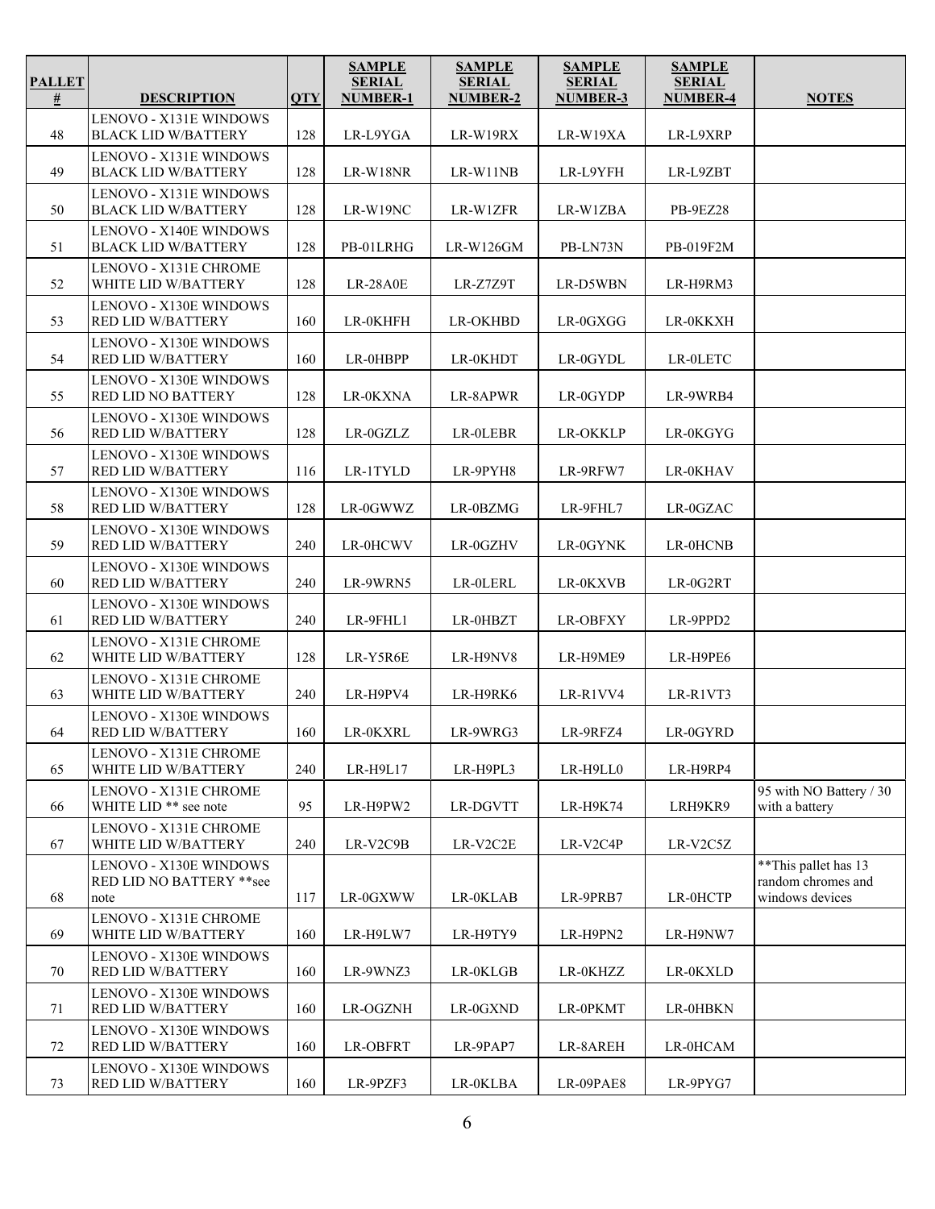| PALLET # | DESCRIPTION | QTY | SAMPLE SERIAL NUMBER-1 | SAMPLE SERIAL NUMBER-2 | SAMPLE SERIAL NUMBER-3 | SAMPLE SERIAL NUMBER-4 | NOTES |
|---|---|---|---|---|---|---|---|
| 48 | LENOVO - X131E WINDOWS BLACK LID W/BATTERY | 128 | LR-L9YGA | LR-W19RX | LR-W19XA | LR-L9XRP | |
| 49 | LENOVO - X131E WINDOWS BLACK LID W/BATTERY | 128 | LR-W18NR | LR-W11NB | LR-L9YFH | LR-L9ZBT | |
| 50 | LENOVO - X131E WINDOWS BLACK LID W/BATTERY | 128 | LR-W19NC | LR-W1ZFR | LR-W1ZBA | PB-9EZ28 | |
| 51 | LENOVO - X140E WINDOWS BLACK LID W/BATTERY | 128 | PB-01LRHG | LR-W126GM | PB-LN73N | PB-019F2M | |
| 52 | LENOVO - X131E CHROME WHITE LID W/BATTERY | 128 | LR-28A0E | LR-Z7Z9T | LR-D5WBN | LR-H9RM3 | |
| 53 | LENOVO - X130E WINDOWS RED LID W/BATTERY | 160 | LR-0KHFH | LR-OKHBD | LR-0GXGG | LR-0KKXH | |
| 54 | LENOVO - X130E WINDOWS RED LID W/BATTERY | 160 | LR-0HBPP | LR-0KHDT | LR-0GYDL | LR-0LETC | |
| 55 | LENOVO - X130E WINDOWS RED LID NO BATTERY | 128 | LR-0KXNA | LR-8APWR | LR-0GYDP | LR-9WRB4 | |
| 56 | LENOVO - X130E WINDOWS RED LID W/BATTERY | 128 | LR-0GZLZ | LR-0LEBR | LR-OKKLP | LR-0KGYG | |
| 57 | LENOVO - X130E WINDOWS RED LID W/BATTERY | 116 | LR-1TYLD | LR-9PYH8 | LR-9RFW7 | LR-0KHAV | |
| 58 | LENOVO - X130E WINDOWS RED LID W/BATTERY | 128 | LR-0GWWZ | LR-0BZMG | LR-9FHL7 | LR-0GZAC | |
| 59 | LENOVO - X130E WINDOWS RED LID W/BATTERY | 240 | LR-0HCWV | LR-0GZHV | LR-0GYNK | LR-0HCNB | |
| 60 | LENOVO - X130E WINDOWS RED LID W/BATTERY | 240 | LR-9WRN5 | LR-0LERL | LR-0KXVB | LR-0G2RT | |
| 61 | LENOVO - X130E WINDOWS RED LID W/BATTERY | 240 | LR-9FHL1 | LR-0HBZT | LR-OBFXY | LR-9PPD2 | |
| 62 | LENOVO - X131E CHROME WHITE LID W/BATTERY | 128 | LR-Y5R6E | LR-H9NV8 | LR-H9ME9 | LR-H9PE6 | |
| 63 | LENOVO - X131E CHROME WHITE LID W/BATTERY | 240 | LR-H9PV4 | LR-H9RK6 | LR-R1VV4 | LR-R1VT3 | |
| 64 | LENOVO - X130E WINDOWS RED LID W/BATTERY | 160 | LR-0KXRL | LR-9WRG3 | LR-9RFZ4 | LR-0GYRD | |
| 65 | LENOVO - X131E CHROME WHITE LID W/BATTERY | 240 | LR-H9L17 | LR-H9PL3 | LR-H9LL0 | LR-H9RP4 | |
| 66 | LENOVO - X131E CHROME WHITE LID ** see note | 95 | LR-H9PW2 | LR-DGVTT | LR-H9K74 | LRH9KR9 | 95 with NO Battery / 30 with a battery |
| 67 | LENOVO - X131E CHROME WHITE LID W/BATTERY | 240 | LR-V2C9B | LR-V2C2E | LR-V2C4P | LR-V2C5Z | |
| 68 | LENOVO - X130E WINDOWS RED LID NO BATTERY **see note | 117 | LR-0GXWW | LR-0KLAB | LR-9PRB7 | LR-0HCTP | **This pallet has 13 random chromes and windows devices |
| 69 | LENOVO - X131E CHROME WHITE LID W/BATTERY | 160 | LR-H9LW7 | LR-H9TY9 | LR-H9PN2 | LR-H9NW7 | |
| 70 | LENOVO - X130E WINDOWS RED LID W/BATTERY | 160 | LR-9WNZ3 | LR-0KLGB | LR-0KHZZ | LR-0KXLD | |
| 71 | LENOVO - X130E WINDOWS RED LID W/BATTERY | 160 | LR-OGZNH | LR-0GXND | LR-0PKMT | LR-0HBKN | |
| 72 | LENOVO - X130E WINDOWS RED LID W/BATTERY | 160 | LR-OBFRT | LR-9PAP7 | LR-8AREH | LR-0HCAM | |
| 73 | LENOVO - X130E WINDOWS RED LID W/BATTERY | 160 | LR-9PZF3 | LR-0KLBA | LR-09PAE8 | LR-9PYG7 | |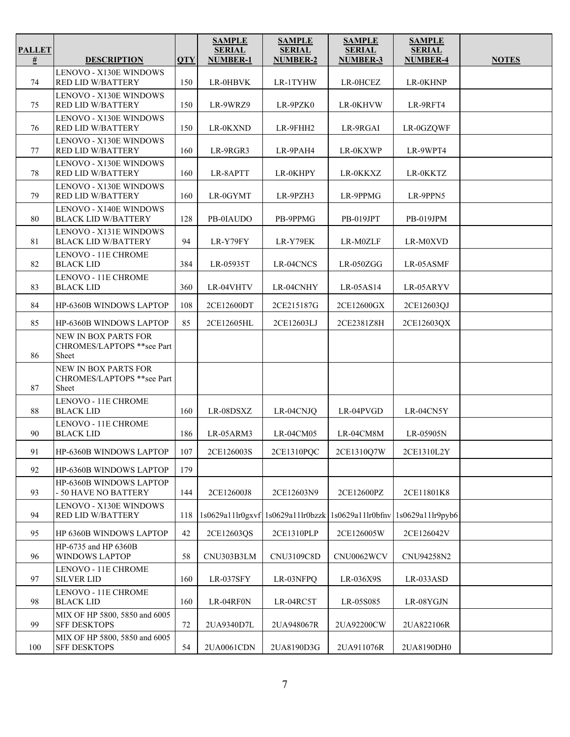| PALLET # | DESCRIPTION | QTY | SAMPLE SERIAL NUMBER-1 | SAMPLE SERIAL NUMBER-2 | SAMPLE SERIAL NUMBER-3 | SAMPLE SERIAL NUMBER-4 | NOTES |
|---|---|---|---|---|---|---|---|
| 74 | LENOVO - X130E WINDOWS RED LID W/BATTERY | 150 | LR-0HBVK | LR-1TYHW | LR-0HCEZ | LR-0KHNP | |
| 75 | LENOVO - X130E WINDOWS RED LID W/BATTERY | 150 | LR-9WRZ9 | LR-9PZK0 | LR-0KHVW | LR-9RFT4 | |
| 76 | LENOVO - X130E WINDOWS RED LID W/BATTERY | 150 | LR-0KXND | LR-9FHH2 | LR-9RGAI | LR-0GZQWF | |
| 77 | LENOVO - X130E WINDOWS RED LID W/BATTERY | 160 | LR-9RGR3 | LR-9PAH4 | LR-0KXWP | LR-9WPT4 | |
| 78 | LENOVO - X130E WINDOWS RED LID W/BATTERY | 160 | LR-8APTT | LR-0KHPY | LR-0KKXZ | LR-0KKTZ | |
| 79 | LENOVO - X130E WINDOWS RED LID W/BATTERY | 160 | LR-0GYMT | LR-9PZH3 | LR-9PPMG | LR-9PPN5 | |
| 80 | LENOVO - X140E WINDOWS BLACK LID W/BATTERY | 128 | PB-0IAUDO | PB-9PPMG | PB-019JPT | PB-019JPM | |
| 81 | LENOVO - X131E WINDOWS BLACK LID W/BATTERY | 94 | LR-Y79FY | LR-Y79EK | LR-M0ZLF | LR-M0XVD | |
| 82 | LENOVO - 11E CHROME BLACK LID | 384 | LR-05935T | LR-04CNCS | LR-050ZGG | LR-05ASMF | |
| 83 | LENOVO - 11E CHROME BLACK LID | 360 | LR-04VHTV | LR-04CNHY | LR-05AS14 | LR-05ARYV | |
| 84 | HP-6360B WINDOWS LAPTOP | 108 | 2CE12600DT | 2CE215187G | 2CE12600GX | 2CE12603QJ | |
| 85 | HP-6360B WINDOWS LAPTOP | 85 | 2CE12605HL | 2CE12603LJ | 2CE2381Z8H | 2CE12603QX | |
| 86 | NEW IN BOX PARTS FOR CHROMES/LAPTOPS **see Part Sheet | | | | | | |
| 87 | NEW IN BOX PARTS FOR CHROMES/LAPTOPS **see Part Sheet | | | | | | |
| 88 | LENOVO - 11E CHROME BLACK LID | 160 | LR-08DSXZ | LR-04CNJQ | LR-04PVGD | LR-04CN5Y | |
| 90 | LENOVO - 11E CHROME BLACK LID | 186 | LR-05ARM3 | LR-04CM05 | LR-04CM8M | LR-05905N | |
| 91 | HP-6360B WINDOWS LAPTOP | 107 | 2CE126003S | 2CE1310PQC | 2CE1310Q7W | 2CE1310L2Y | |
| 92 | HP-6360B WINDOWS LAPTOP | 179 | | | | | |
| 93 | HP-6360B WINDOWS LAPTOP - 50 HAVE NO BATTERY | 144 | 2CE12600J8 | 2CE12603N9 | 2CE12600PZ | 2CE11801K8 | |
| 94 | LENOVO - X130E WINDOWS RED LID W/BATTERY | 118 | 1s0629a11lr0gxvf | 1s0629a11lr0bzzk | 1s0629a11lr0bfnv | 1s0629a11lr9pyb6 | |
| 95 | HP 6360B WINDOWS LAPTOP | 42 | 2CE12603QS | 2CE1310PLP | 2CE126005W | 2CE126042V | |
| 96 | HP-6735 and HP 6360B WINDOWS LAPTOP | 58 | CNU303B3LM | CNU3109C8D | CNU0062WCV | CNU94258N2 | |
| 97 | LENOVO - 11E CHROME SILVER LID | 160 | LR-037SFY | LR-03NFPQ | LR-036X9S | LR-033ASD | |
| 98 | LENOVO - 11E CHROME BLACK LID | 160 | LR-04RF0N | LR-04RC5T | LR-05S085 | LR-08YGJN | |
| 99 | MIX OF HP 5800, 5850 and 6005 SFF DESKTOPS | 72 | 2UA9340D7L | 2UA948067R | 2UA92200CW | 2UA822106R | |
| 100 | MIX OF HP 5800, 5850 and 6005 SFF DESKTOPS | 54 | 2UA0061CDN | 2UA8190D3G | 2UA911076R | 2UA8190DH0 | |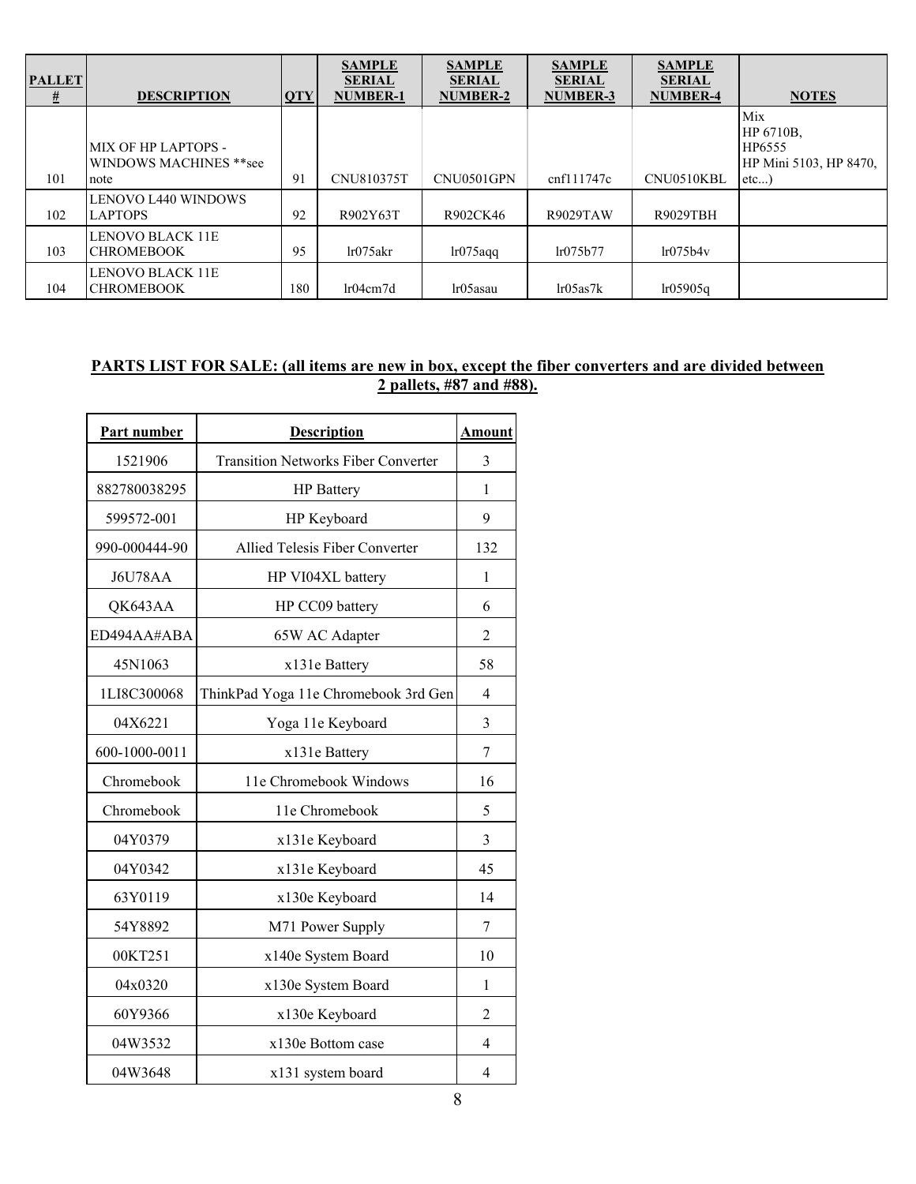| PALLET # | DESCRIPTION | QTY | SAMPLE SERIAL NUMBER-1 | SAMPLE SERIAL NUMBER-2 | SAMPLE SERIAL NUMBER-3 | SAMPLE SERIAL NUMBER-4 | NOTES |
|---|---|---|---|---|---|---|---|
| 101 | MIX OF HP LAPTOPS - WINDOWS MACHINES **see note | 91 | CNU810375T | CNU0501GPN | cnf111747c | CNU0510KBL | Mix HP 6710B, HP6555 HP Mini 5103, HP 8470, etc...) |
| 102 | LENOVO L440 WINDOWS LAPTOPS | 92 | R902Y63T | R902CK46 | R9029TAW | R9029TBH | |
| 103 | LENOVO BLACK 11E CHROMEBOOK | 95 | lr075akr | lr075aqq | lr075b77 | lr075b4v | |
| 104 | LENOVO BLACK 11E CHROMEBOOK | 180 | lr04cm7d | lr05asau | lr05as7k | lr05905q | |

**PARTS LIST FOR SALE: (all items are new in box, except the fiber converters and are divided between 2 pallets, #87 and #88).**

| Part number | Description | Amount |
|---|---|---|
| 1521906 | Transition Networks Fiber Converter | 3 |
| 882780038295 | HP Battery | 1 |
| 599572-001 | HP Keyboard | 9 |
| 990-000444-90 | Allied Telesis Fiber Converter | 132 |
| J6U78AA | HP VI04XL battery | 1 |
| QK643AA | HP CC09 battery | 6 |
| ED494AA#ABA | 65W AC Adapter | 2 |
| 45N1063 | x131e Battery | 58 |
| 1LI8C300068 | ThinkPad Yoga 11e Chromebook 3rd Gen | 4 |
| 04X6221 | Yoga 11e Keyboard | 3 |
| 600-1000-0011 | x131e Battery | 7 |
| Chromebook | 11e Chromebook Windows | 16 |
| Chromebook | 11e Chromebook | 5 |
| 04Y0379 | x131e Keyboard | 3 |
| 04Y0342 | x131e Keyboard | 45 |
| 63Y0119 | x130e Keyboard | 14 |
| 54Y8892 | M71 Power Supply | 7 |
| 00KT251 | x140e System Board | 10 |
| 04x0320 | x130e System Board | 1 |
| 60Y9366 | x130e Keyboard | 2 |
| 04W3532 | x130e Bottom case | 4 |
| 04W3648 | x131 system board | 4 |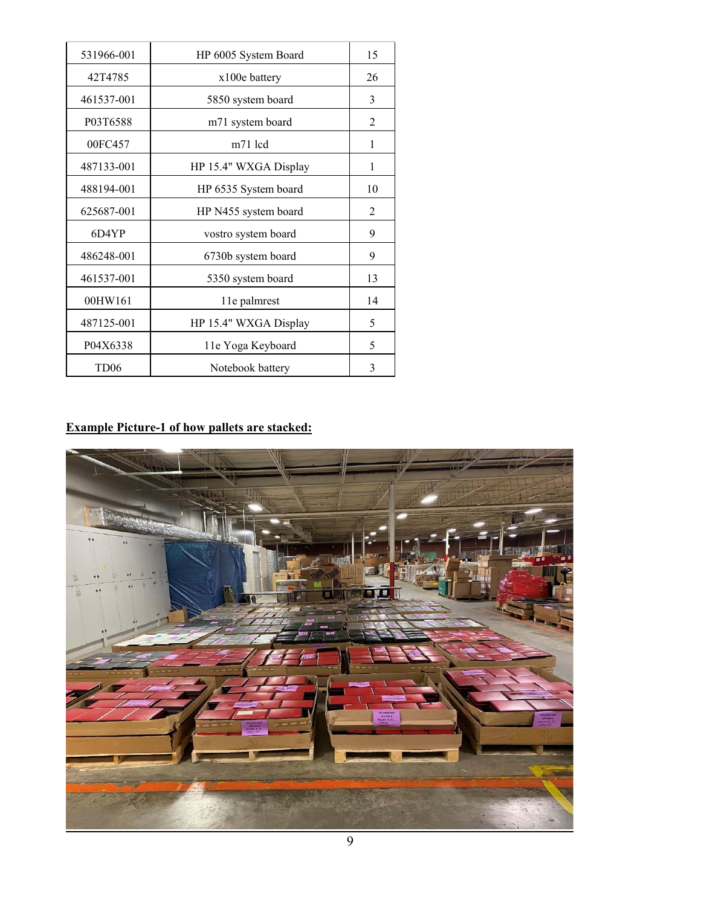| 531966-001 | HP 6005 System Board | 15 |
|---|---|---|
| 42T4785 | x100e battery | 26 |
| 461537-001 | 5850 system board | 3 |
| P03T6588 | m71 system board | 2 |
| 00FC457 | m71 lcd | 1 |
| 487133-001 | HP 15.4" WXGA Display | 1 |
| 488194-001 | HP 6535 System board | 10 |
| 625687-001 | HP N455 system board | 2 |
| 6D4YP | vostro system board | 9 |
| 486248-001 | 6730b system board | 9 |
| 461537-001 | 5350 system board | 13 |
| 00HW161 | 11e palmrest | 14 |
| 487125-001 | HP 15.4" WXGA Display | 5 |
| P04X6338 | 11e Yoga Keyboard | 5 |
| TD06 | Notebook battery | 3 |

**<u>Example Picture-1 of how pallets are stacked:</u>**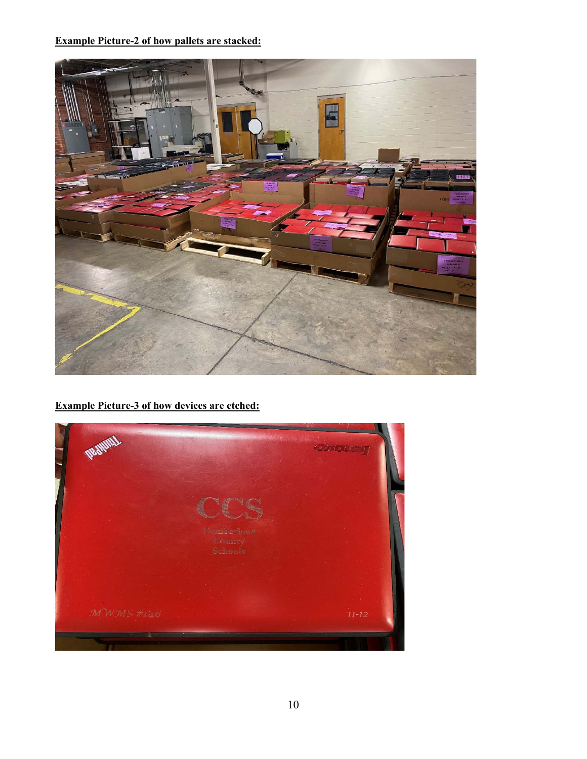**Example Picture-2 of how pallets are stacked:**

**Example Picture-3 of how devices are etched:**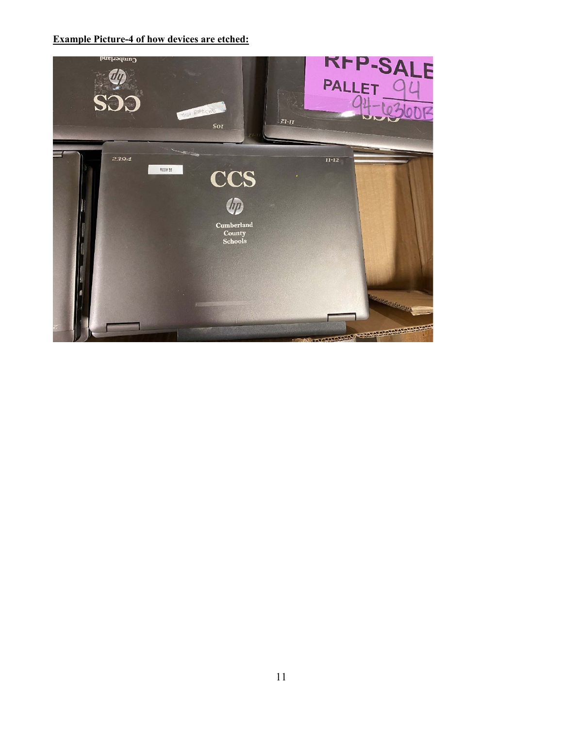**Example Picture-4 of how devices are etched:**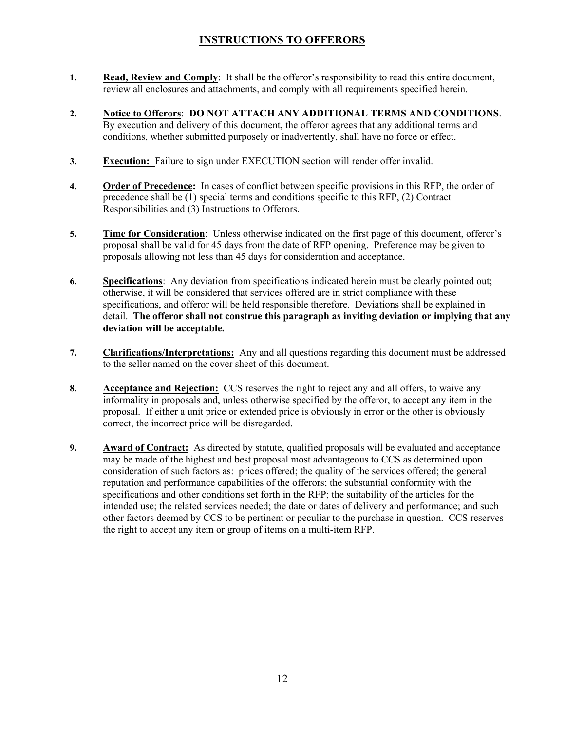# INSTRUCTIONS TO OFFERORS

1. **Read, Review and Comply**: It shall be the offeror's responsibility to read this entire document, review all enclosures and attachments, and comply with all requirements specified herein.

2. **Notice to Offerors**: **DO NOT ATTACH ANY ADDITIONAL TERMS AND CONDITIONS**. By execution and delivery of this document, the offeror agrees that any additional terms and conditions, whether submitted purposely or inadvertently, shall have no force or effect.

3. **Execution:** Failure to sign under EXECUTION section will render offer invalid.

4. **Order of Precedence:** In cases of conflict between specific provisions in this RFP, the order of precedence shall be (1) special terms and conditions specific to this RFP, (2) Contract Responsibilities and (3) Instructions to Offerors.

5. **Time for Consideration**: Unless otherwise indicated on the first page of this document, offeror's proposal shall be valid for 45 days from the date of RFP opening. Preference may be given to proposals allowing not less than 45 days for consideration and acceptance.

6. **Specifications**: Any deviation from specifications indicated herein must be clearly pointed out; otherwise, it will be considered that services offered are in strict compliance with these specifications, and offeror will be held responsible therefore. Deviations shall be explained in detail. **The offeror shall not construe this paragraph as inviting deviation or implying that any deviation will be acceptable.**

7. **Clarifications/Interpretations:** Any and all questions regarding this document must be addressed to the seller named on the cover sheet of this document.

8. **Acceptance and Rejection:** CCS reserves the right to reject any and all offers, to waive any informality in proposals and, unless otherwise specified by the offeror, to accept any item in the proposal. If either a unit price or extended price is obviously in error or the other is obviously correct, the incorrect price will be disregarded.

9. **Award of Contract:** As directed by statute, qualified proposals will be evaluated and acceptance may be made of the highest and best proposal most advantageous to CCS as determined upon consideration of such factors as: prices offered; the quality of the services offered; the general reputation and performance capabilities of the offerors; the substantial conformity with the specifications and other conditions set forth in the RFP; the suitability of the articles for the intended use; the related services needed; the date or dates of delivery and performance; and such other factors deemed by CCS to be pertinent or peculiar to the purchase in question. CCS reserves the right to accept any item or group of items on a multi-item RFP.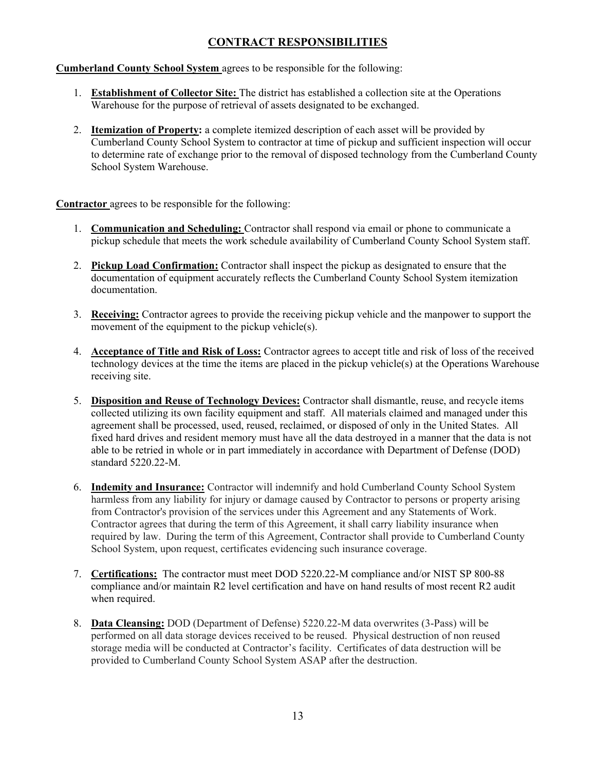# CONTRACT RESPONSIBILITIES

**Cumberland County School System** agrees to be responsible for the following:

1. **Establishment of Collector Site:** The district has established a collection site at the Operations Warehouse for the purpose of retrieval of assets designated to be exchanged.

2. **Itemization of Property:** a complete itemized description of each asset will be provided by Cumberland County School System to contractor at time of pickup and sufficient inspection will occur to determine rate of exchange prior to the removal of disposed technology from the Cumberland County School System Warehouse.

**Contractor** agrees to be responsible for the following:

1. **Communication and Scheduling:** Contractor shall respond via email or phone to communicate a pickup schedule that meets the work schedule availability of Cumberland County School System staff.

2. **Pickup Load Confirmation:** Contractor shall inspect the pickup as designated to ensure that the documentation of equipment accurately reflects the Cumberland County School System itemization documentation.

3. **Receiving:** Contractor agrees to provide the receiving pickup vehicle and the manpower to support the movement of the equipment to the pickup vehicle(s).

4. **Acceptance of Title and Risk of Loss:** Contractor agrees to accept title and risk of loss of the received technology devices at the time the items are placed in the pickup vehicle(s) at the Operations Warehouse receiving site.

5. **Disposition and Reuse of Technology Devices:** Contractor shall dismantle, reuse, and recycle items collected utilizing its own facility equipment and staff. All materials claimed and managed under this agreement shall be processed, used, reused, reclaimed, or disposed of only in the United States. All fixed hard drives and resident memory must have all the data destroyed in a manner that the data is not able to be retried in whole or in part immediately in accordance with Department of Defense (DOD) standard 5220.22-M.

6. **Indemity and Insurance:** Contractor will indemnify and hold Cumberland County School System harmless from any liability for injury or damage caused by Contractor to persons or property arising from Contractor's provision of the services under this Agreement and any Statements of Work. Contractor agrees that during the term of this Agreement, it shall carry liability insurance when required by law. During the term of this Agreement, Contractor shall provide to Cumberland County School System, upon request, certificates evidencing such insurance coverage.

7. **Certifications:** The contractor must meet DOD 5220.22-M compliance and/or NIST SP 800-88 compliance and/or maintain R2 level certification and have on hand results of most recent R2 audit when required.

8. **Data Cleansing:** DOD (Department of Defense) 5220.22-M data overwrites (3-Pass) will be performed on all data storage devices received to be reused. Physical destruction of non reused storage media will be conducted at Contractor's facility. Certificates of data destruction will be provided to Cumberland County School System ASAP after the destruction.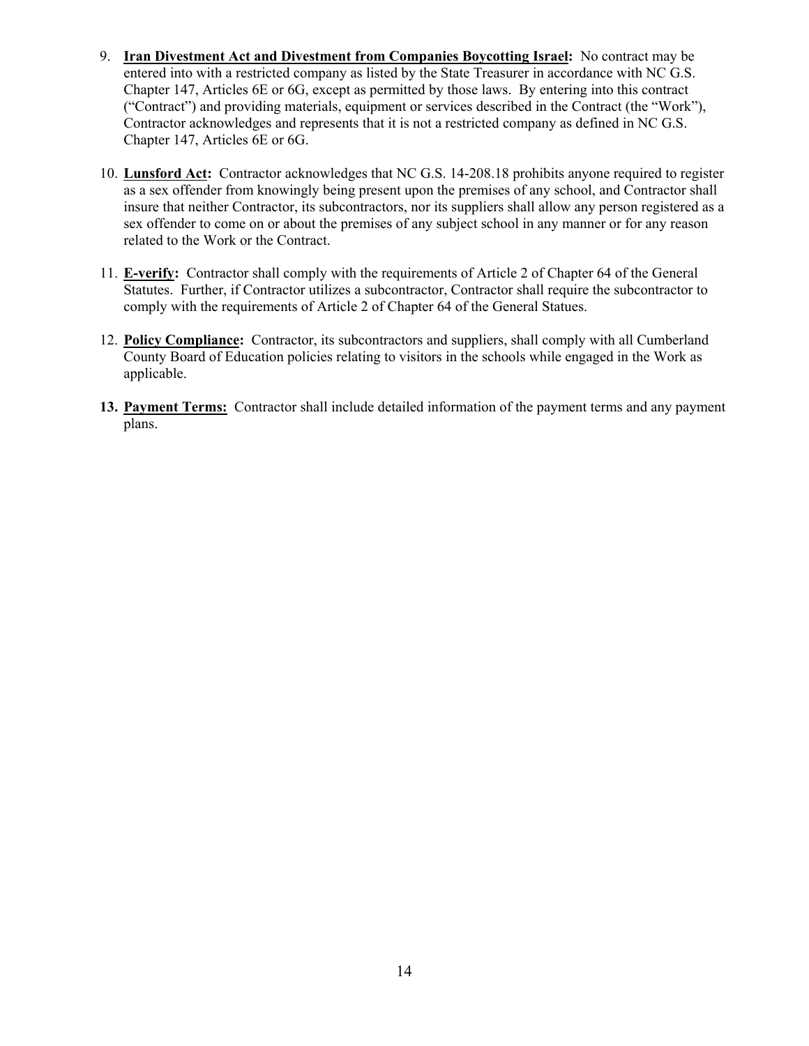9. **Iran Divestment Act and Divestment from Companies Boycotting Israel:** No contract may be entered into with a restricted company as listed by the State Treasurer in accordance with NC G.S. Chapter 147, Articles 6E or 6G, except as permitted by those laws. By entering into this contract ("Contract") and providing materials, equipment or services described in the Contract (the "Work"), Contractor acknowledges and represents that it is not a restricted company as defined in NC G.S. Chapter 147, Articles 6E or 6G.

10. **Lunsford Act:** Contractor acknowledges that NC G.S. 14-208.18 prohibits anyone required to register as a sex offender from knowingly being present upon the premises of any school, and Contractor shall insure that neither Contractor, its subcontractors, nor its suppliers shall allow any person registered as a sex offender to come on or about the premises of any subject school in any manner or for any reason related to the Work or the Contract.

11. **E-verify:** Contractor shall comply with the requirements of Article 2 of Chapter 64 of the General Statutes. Further, if Contractor utilizes a subcontractor, Contractor shall require the subcontractor to comply with the requirements of Article 2 of Chapter 64 of the General Statues.

12. **Policy Compliance:** Contractor, its subcontractors and suppliers, shall comply with all Cumberland County Board of Education policies relating to visitors in the schools while engaged in the Work as applicable.

13. **Payment Terms:** Contractor shall include detailed information of the payment terms and any payment plans.